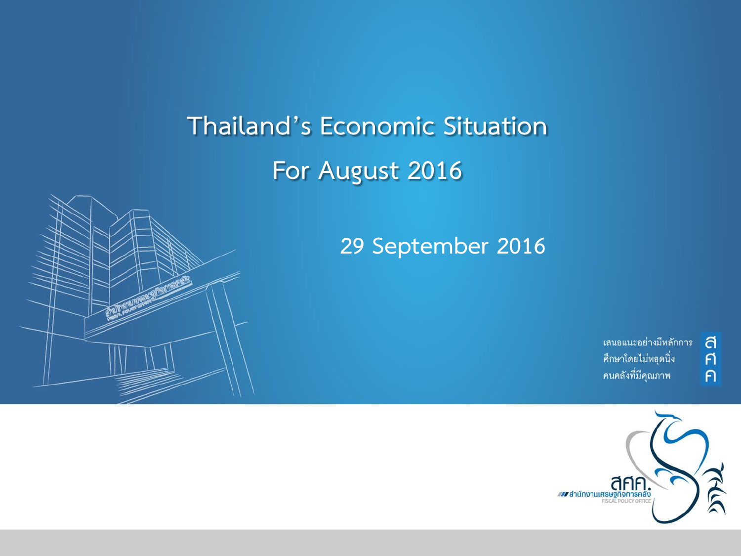# Thailand's Economic Situation

# For August 2016

29 September 2016

เสนอแนะอย่างมีหลักการ
ศึกษาโดยไม่หยุดนิ่ง
คนคลังที่มีคุณภาพ

สศค.
สำนักงานเศรษฐกิจการคลัง
FISCAL POLICY OFFICE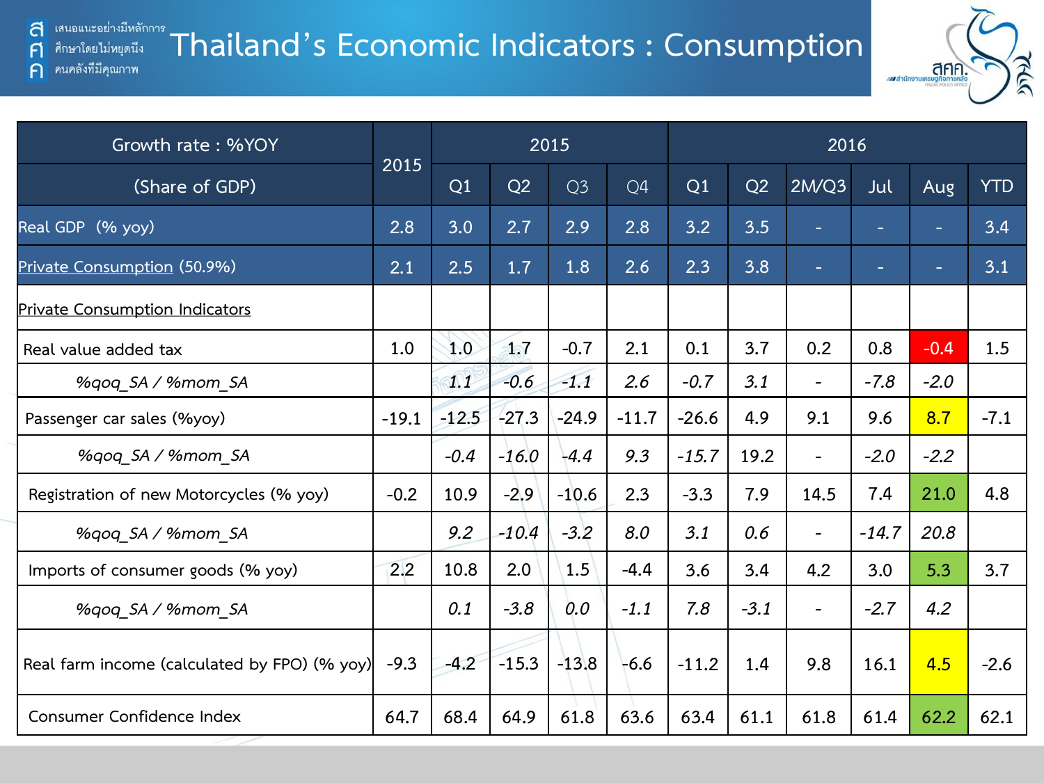# Thailand's Economic Indicators : Consumption

| Growth rate : %YOY (Share of GDP) | 2015 | 2015 | | | | 2016 | | | | | |
|---|---|---|---|---|---|---|---|---|---|---|---|
| | | Q1 | Q2 | Q3 | Q4 | Q1 | Q2 | 2M/Q3 | Jul | Aug | YTD |
| Real GDP (% yoy) | 2.8 | 3.0 | 2.7 | 2.9 | 2.8 | 3.2 | 3.5 | - | - | - | 3.4 |
| Private Consumption (50.9%) | 2.1 | 2.5 | 1.7 | 1.8 | 2.6 | 2.3 | 3.8 | - | - | - | 3.1 |
| Private Consumption Indicators | | | | | | | | | | | |
| Real value added tax | 1.0 | 1.0 | 1.7 | -0.7 | 2.1 | 0.1 | 3.7 | 0.2 | 0.8 | -0.4 | 1.5 |
| *%qoq_SA / %mom_SA* | | *1.1* | *-0.6* | *-1.1* | *2.6* | *-0.7* | *3.1* | - | *-7.8* | *-2.0* | |
| Passenger car sales (%yoy) | -19.1 | -12.5 | -27.3 | -24.9 | -11.7 | -26.6 | 4.9 | 9.1 | 9.6 | 8.7 | -7.1 |
| *%qoq_SA / %mom_SA* | | *-0.4* | *-16.0* | *-4.4* | *9.3* | *-15.7* | *19.2* | - | *-2.0* | *-2.2* | |
| Registration of new Motorcycles (% yoy) | -0.2 | 10.9 | -2.9 | -10.6 | 2.3 | -3.3 | 7.9 | 14.5 | 7.4 | 21.0 | 4.8 |
| *%qoq_SA / %mom_SA* | | *9.2* | *-10.4* | *-3.2* | *8.0* | *3.1* | *0.6* | - | *-14.7* | *20.8* | |
| Imports of consumer goods (% yoy) | 2.2 | 10.8 | 2.0 | 1.5 | -4.4 | 3.6 | 3.4 | 4.2 | 3.0 | 5.3 | 3.7 |
| *%qoq_SA / %mom_SA* | | *0.1* | *-3.8* | *0.0* | *-1.1* | *7.8* | *-3.1* | - | *-2.7* | *4.2* | |
| Real farm income (calculated by FPO) (% yoy) | -9.3 | -4.2 | -15.3 | -13.8 | -6.6 | -11.2 | 1.4 | 9.8 | 16.1 | 4.5 | -2.6 |
| Consumer Confidence Index | 64.7 | 68.4 | 64.9 | 61.8 | 63.6 | 63.4 | 61.1 | 61.8 | 61.4 | 62.2 | 62.1 |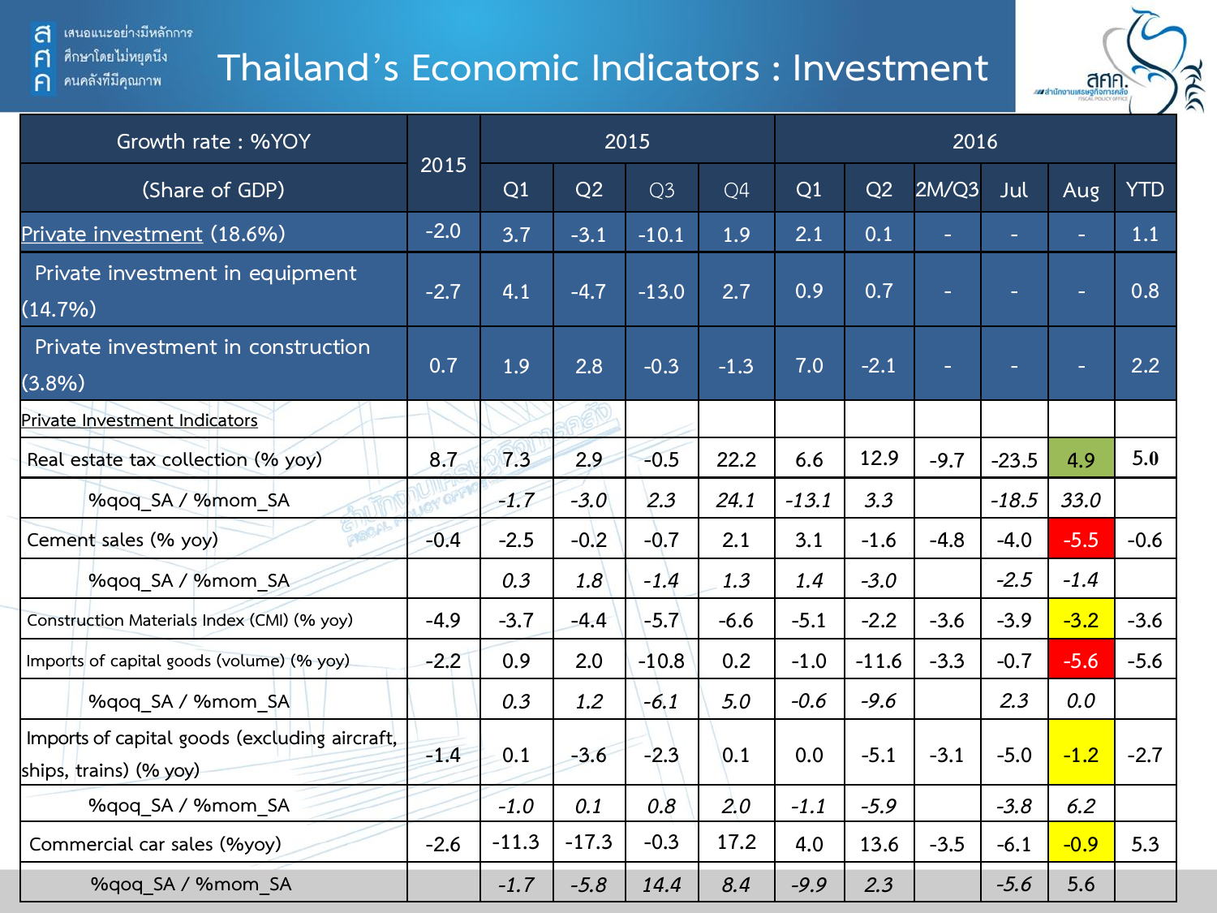# Thailand's Economic Indicators : Investment

| Growth rate : %YOY | 2015 | 2015 | | | | 2016 | | | | | |
|---|---|---|---|---|---|---|---|---|---|---|---|
| (Share of GDP) | | Q1 | Q2 | Q3 | Q4 | Q1 | Q2 | 2M/Q3 | Jul | Aug | YTD |
| Private investment (18.6%) | -2.0 | 3.7 | -3.1 | -10.1 | 1.9 | 2.1 | 0.1 | - | - | - | 1.1 |
| Private investment in equipment (14.7%) | -2.7 | 4.1 | -4.7 | -13.0 | 2.7 | 0.9 | 0.7 | - | - | - | 0.8 |
| Private investment in construction (3.8%) | 0.7 | 1.9 | 2.8 | -0.3 | -1.3 | 7.0 | -2.1 | - | - | - | 2.2 |
| Private Investment Indicators | | | | | | | | | | | |
| Real estate tax collection (% yoy) | 8.7 | 7.3 | 2.9 | -0.5 | 22.2 | 6.6 | 12.9 | -9.7 | -23.5 | 4.9 | 5.0 |
| %qoq_SA / %mom_SA | | *-1.7* | *-3.0* | *2.3* | *24.1* | *-13.1* | *3.3* | | *-18.5* | *33.0* | |
| Cement sales (% yoy) | -0.4 | -2.5 | -0.2 | -0.7 | 2.1 | 3.1 | -1.6 | -4.8 | -4.0 | -5.5 | -0.6 |
| %qoq_SA / %mom_SA | | *0.3* | *1.8* | *-1.4* | *1.3* | *1.4* | *-3.0* | | *-2.5* | *-1.4* | |
| Construction Materials Index (CMI) (% yoy) | -4.9 | -3.7 | -4.4 | -5.7 | -6.6 | -5.1 | -2.2 | -3.6 | -3.9 | -3.2 | -3.6 |
| Imports of capital goods (volume) (% yoy) | -2.2 | 0.9 | 2.0 | -10.8 | 0.2 | -1.0 | -11.6 | -3.3 | -0.7 | -5.6 | -5.6 |
| %qoq_SA / %mom_SA | | *0.3* | *1.2* | *-6.1* | *5.0* | *-0.6* | *-9.6* | | *2.3* | *0.0* | |
| Imports of capital goods (excluding aircraft, ships, trains) (% yoy) | -1.4 | 0.1 | -3.6 | -2.3 | 0.1 | 0.0 | -5.1 | -3.1 | -5.0 | -1.2 | -2.7 |
| %qoq_SA / %mom_SA | | *-1.0* | *0.1* | *0.8* | *2.0* | *-1.1* | *-5.9* | | *-3.8* | *6.2* | |
| Commercial car sales (%yoy) | -2.6 | -11.3 | -17.3 | -0.3 | 17.2 | 4.0 | 13.6 | -3.5 | -6.1 | -0.9 | 5.3 |
| %qoq_SA / %mom_SA | | *-1.7* | *-5.8* | *14.4* | *8.4* | *-9.9* | *2.3* | | *-5.6* | 5.6 | |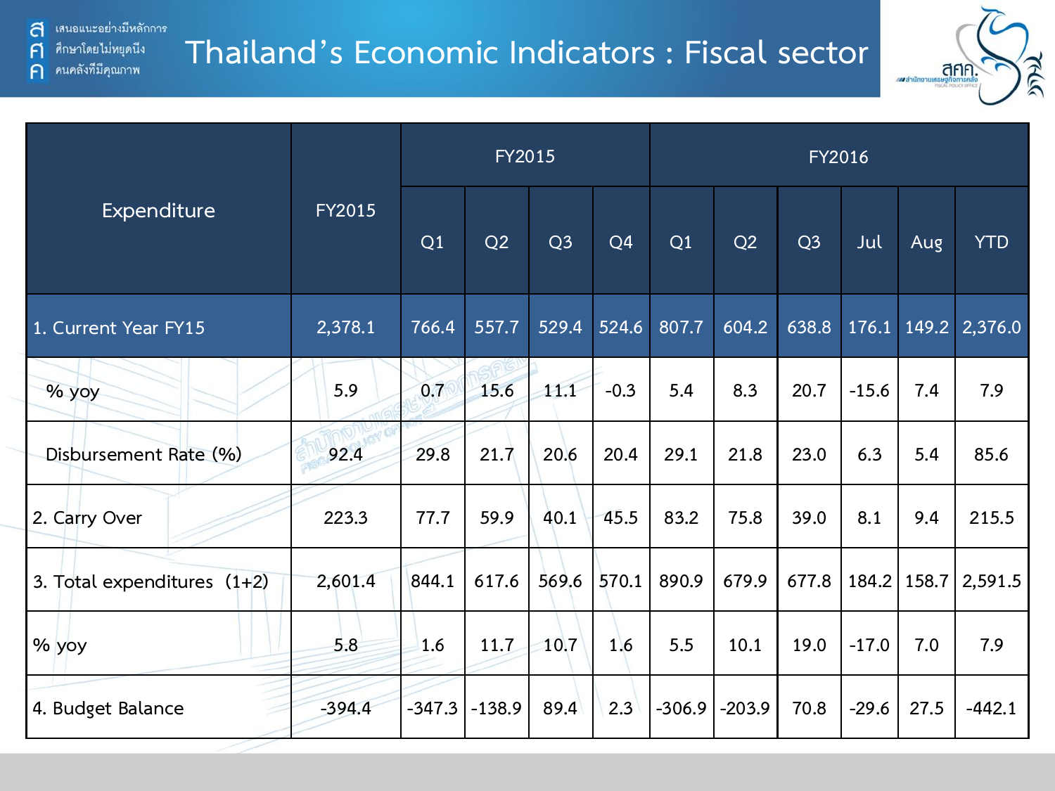# Thailand's Economic Indicators : Fiscal sector

| Expenditure | FY2015 | FY2015 | | | | FY2016 | | | | | |
|---|---|---|---|---|---|---|---|---|---|---|---|
| | | Q1 | Q2 | Q3 | Q4 | Q1 | Q2 | Q3 | Jul | Aug | YTD |
| 1. Current Year FY15 | 2,378.1 | 766.4 | 557.7 | 529.4 | 524.6 | 807.7 | 604.2 | 638.8 | 176.1 | 149.2 | 2,376.0 |
| % yoy | 5.9 | 0.7 | 15.6 | 11.1 | -0.3 | 5.4 | 8.3 | 20.7 | -15.6 | 7.4 | 7.9 |
| Disbursement Rate (%) | 92.4 | 29.8 | 21.7 | 20.6 | 20.4 | 29.1 | 21.8 | 23.0 | 6.3 | 5.4 | 85.6 |
| 2. Carry Over | 223.3 | 77.7 | 59.9 | 40.1 | 45.5 | 83.2 | 75.8 | 39.0 | 8.1 | 9.4 | 215.5 |
| 3. Total expenditures (1+2) | 2,601.4 | 844.1 | 617.6 | 569.6 | 570.1 | 890.9 | 679.9 | 677.8 | 184.2 | 158.7 | 2,591.5 |
| % yoy | 5.8 | 1.6 | 11.7 | 10.7 | 1.6 | 5.5 | 10.1 | 19.0 | -17.0 | 7.0 | 7.9 |
| 4. Budget Balance | -394.4 | -347.3 | -138.9 | 89.4 | 2.3 | -306.9 | -203.9 | 70.8 | -29.6 | 27.5 | -442.1 |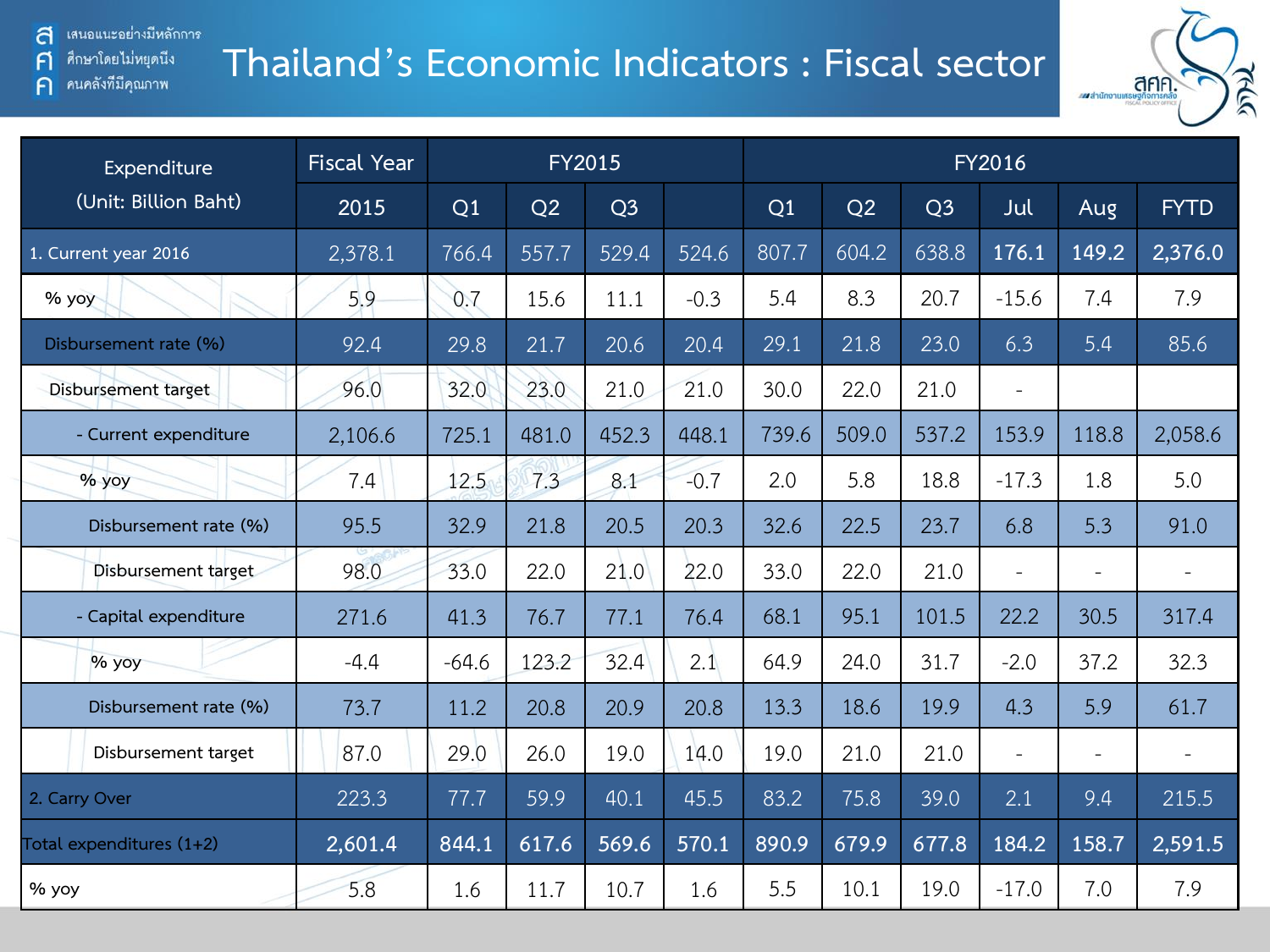# Thailand's Economic Indicators : Fiscal sector

| Expenditure (Unit: Billion Baht) | Fiscal Year | FY2015 | | | | FY2016 | | | | | |
|---|---|---|---|---|---|---|---|---|---|---|---|
| | 2015 | Q1 | Q2 | Q3 | | Q1 | Q2 | Q3 | Jul | Aug | FYTD |
| 1. Current year 2016 | 2,378.1 | 766.4 | 557.7 | 529.4 | 524.6 | 807.7 | 604.2 | 638.8 | **176.1** | **149.2** | **2,376.0** |
| % yoy | 5.9 | 0.7 | 15.6 | 11.1 | -0.3 | 5.4 | 8.3 | 20.7 | -15.6 | 7.4 | 7.9 |
| Disbursement rate (%) | 92.4 | 29.8 | 21.7 | 20.6 | 20.4 | 29.1 | 21.8 | 23.0 | 6.3 | 5.4 | 85.6 |
| Disbursement target | 96.0 | 32.0 | 23.0 | 21.0 | 21.0 | 30.0 | 22.0 | 21.0 | - | | |
| - Current expenditure | 2,106.6 | 725.1 | 481.0 | 452.3 | 448.1 | 739.6 | 509.0 | 537.2 | 153.9 | 118.8 | 2,058.6 |
| % yoy | 7.4 | 12.5 | 7.3 | 8.1 | -0.7 | 2.0 | 5.8 | 18.8 | -17.3 | 1.8 | 5.0 |
| Disbursement rate (%) | 95.5 | 32.9 | 21.8 | 20.5 | 20.3 | 32.6 | 22.5 | 23.7 | 6.8 | 5.3 | 91.0 |
| Disbursement target | 98.0 | 33.0 | 22.0 | 21.0 | 22.0 | 33.0 | 22.0 | 21.0 | - | - | - |
| - Capital expenditure | 271.6 | 41.3 | 76.7 | 77.1 | 76.4 | 68.1 | 95.1 | 101.5 | 22.2 | 30.5 | 317.4 |
| % yoy | -4.4 | -64.6 | 123.2 | 32.4 | 2.1 | 64.9 | 24.0 | 31.7 | -2.0 | 37.2 | 32.3 |
| Disbursement rate (%) | 73.7 | 11.2 | 20.8 | 20.9 | 20.8 | 13.3 | 18.6 | 19.9 | 4.3 | 5.9 | 61.7 |
| Disbursement target | 87.0 | 29.0 | 26.0 | 19.0 | 14.0 | 19.0 | 21.0 | 21.0 | - | - | - |
| 2. Carry Over | 223.3 | 77.7 | 59.9 | 40.1 | 45.5 | 83.2 | 75.8 | 39.0 | 2.1 | 9.4 | 215.5 |
| Total expenditures (1+2) | **2,601.4** | **844.1** | **617.6** | **569.6** | **570.1** | **890.9** | **679.9** | **677.8** | **184.2** | **158.7** | **2,591.5** |
| % yoy | 5.8 | 1.6 | 11.7 | 10.7 | 1.6 | 5.5 | 10.1 | 19.0 | -17.0 | 7.0 | 7.9 |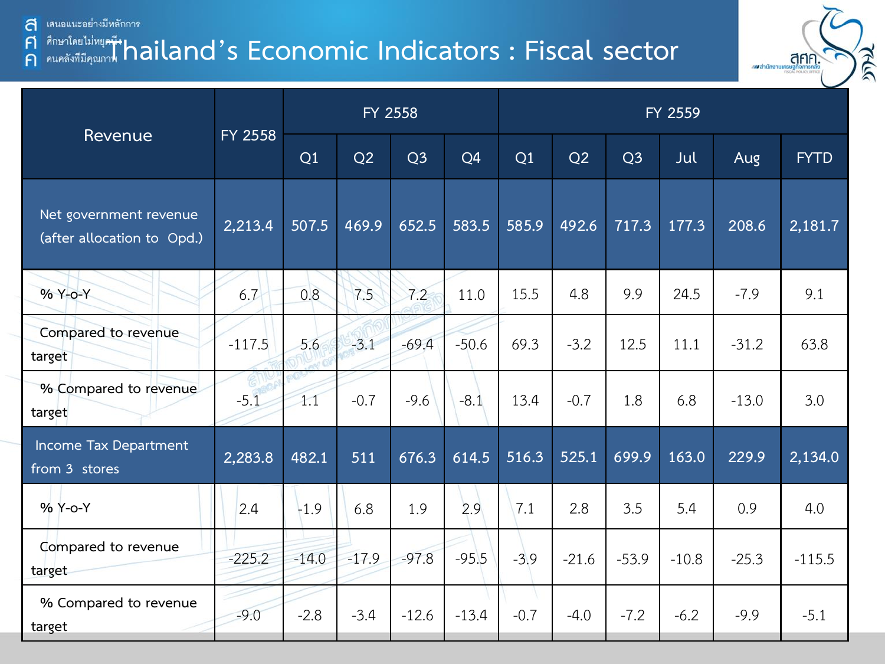# Thailand's Economic Indicators : Fiscal sector

| Revenue | FY 2558 | FY 2558 | | | | FY 2559 | | | | | |
|---|---|---|---|---|---|---|---|---|---|---|---|
| | | Q1 | Q2 | Q3 | Q4 | Q1 | Q2 | Q3 | Jul | Aug | FYTD |
| Net government revenue (after allocation to Opd.) | 2,213.4 | 507.5 | 469.9 | 652.5 | 583.5 | 585.9 | 492.6 | 717.3 | 177.3 | 208.6 | 2,181.7 |
| % Y-o-Y | 6.7 | 0.8 | 7.5 | 7.2 | 11.0 | 15.5 | 4.8 | 9.9 | 24.5 | -7.9 | 9.1 |
| Compared to revenue target | -117.5 | 5.6 | -3.1 | -69.4 | -50.6 | 69.3 | -3.2 | 12.5 | 11.1 | -31.2 | 63.8 |
| % Compared to revenue target | -5.1 | 1.1 | -0.7 | -9.6 | -8.1 | 13.4 | -0.7 | 1.8 | 6.8 | -13.0 | 3.0 |
| Income Tax Department from 3 stores | 2,283.8 | 482.1 | 511 | 676.3 | 614.5 | 516.3 | 525.1 | 699.9 | 163.0 | 229.9 | 2,134.0 |
| % Y-o-Y | 2.4 | -1.9 | 6.8 | 1.9 | 2.9 | 7.1 | 2.8 | 3.5 | 5.4 | 0.9 | 4.0 |
| Compared to revenue target | -225.2 | -14.0 | -17.9 | -97.8 | -95.5 | -3.9 | -21.6 | -53.9 | -10.8 | -25.3 | -115.5 |
| % Compared to revenue target | -9.0 | -2.8 | -3.4 | -12.6 | -13.4 | -0.7 | -4.0 | -7.2 | -6.2 | -9.9 | -5.1 |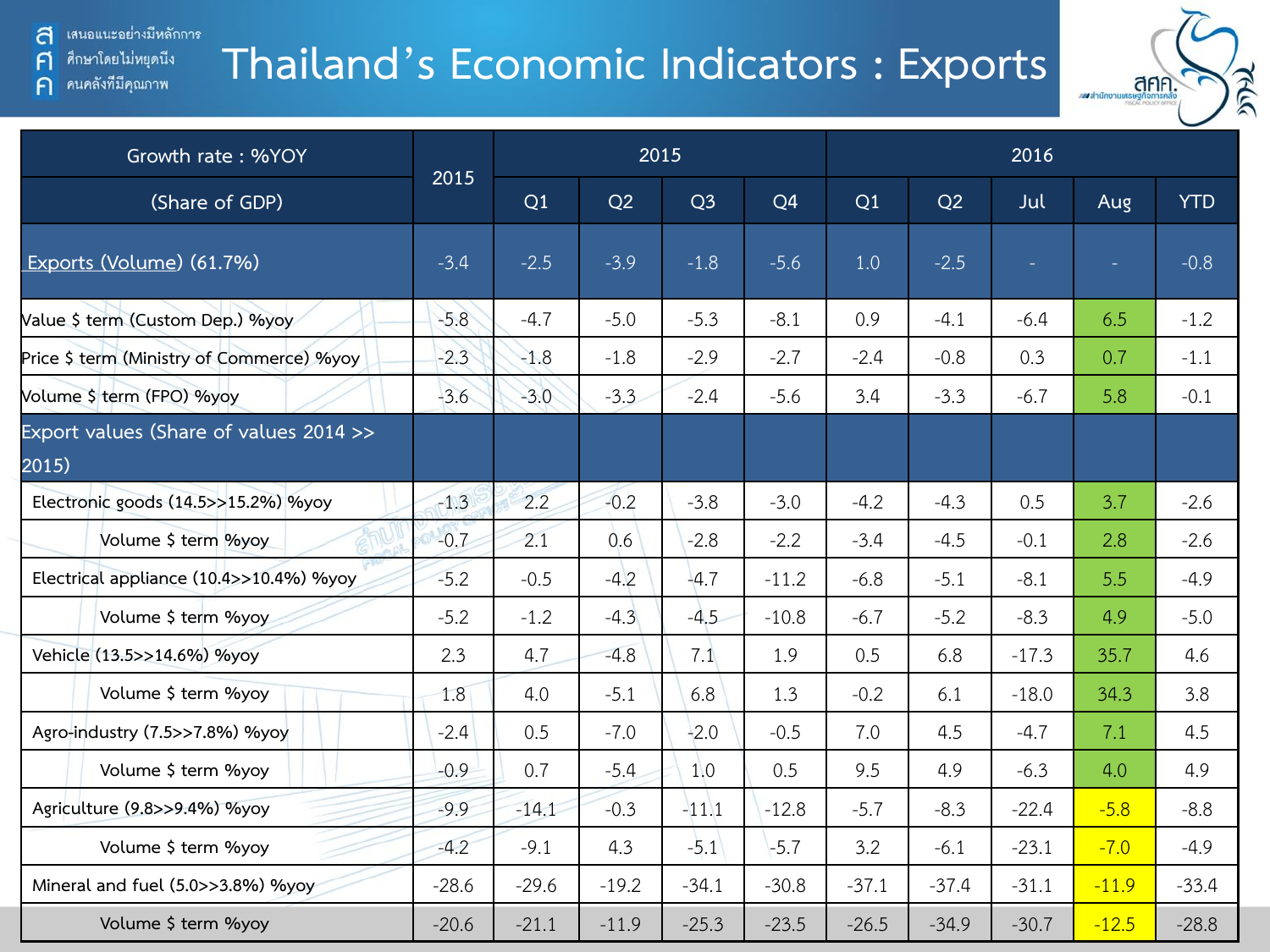# Thailand's Economic Indicators : Exports

| Growth rate : %YOY (Share of GDP) | 2015 | 2015 | | | | 2016 | | | | |
|---|---|---|---|---|---|---|---|---|---|---|
| | | Q1 | Q2 | Q3 | Q4 | Q1 | Q2 | Jul | Aug | YTD |
| Exports (Volume) (61.7%) | -3.4 | -2.5 | -3.9 | -1.8 | -5.6 | 1.0 | -2.5 | - | - | -0.8 |
| Value $ term (Custom Dep.) %yoy | -5.8 | -4.7 | -5.0 | -5.3 | -8.1 | 0.9 | -4.1 | -6.4 | 6.5 | -1.2 |
| Price $ term (Ministry of Commerce) %yoy | -2.3 | -1.8 | -1.8 | -2.9 | -2.7 | -2.4 | -0.8 | 0.3 | 0.7 | -1.1 |
| Volume $ term (FPO) %yoy | -3.6 | -3.0 | -3.3 | -2.4 | -5.6 | 3.4 | -3.3 | -6.7 | 5.8 | -0.1 |
| Export values (Share of values 2014 >> 2015) | | | | | | | | | | |
| Electronic goods (14.5>>15.2%) %yoy | -1.3 | 2.2 | -0.2 | -3.8 | -3.0 | -4.2 | -4.3 | 0.5 | 3.7 | -2.6 |
| Volume $ term %yoy | -0.7 | 2.1 | 0.6 | -2.8 | -2.2 | -3.4 | -4.5 | -0.1 | 2.8 | -2.6 |
| Electrical appliance (10.4>>10.4%) %yoy | -5.2 | -0.5 | -4.2 | -4.7 | -11.2 | -6.8 | -5.1 | -8.1 | 5.5 | -4.9 |
| Volume $ term %yoy | -5.2 | -1.2 | -4.3 | -4.5 | -10.8 | -6.7 | -5.2 | -8.3 | 4.9 | -5.0 |
| Vehicle (13.5>>14.6%) %yoy | 2.3 | 4.7 | -4.8 | 7.1 | 1.9 | 0.5 | 6.8 | -17.3 | 35.7 | 4.6 |
| Volume $ term %yoy | 1.8 | 4.0 | -5.1 | 6.8 | 1.3 | -0.2 | 6.1 | -18.0 | 34.3 | 3.8 |
| Agro-industry (7.5>>7.8%) %yoy | -2.4 | 0.5 | -7.0 | -2.0 | -0.5 | 7.0 | 4.5 | -4.7 | 7.1 | 4.5 |
| Volume $ term %yoy | -0.9 | 0.7 | -5.4 | 1.0 | 0.5 | 9.5 | 4.9 | -6.3 | 4.0 | 4.9 |
| Agriculture (9.8>>9.4%) %yoy | -9.9 | -14.1 | -0.3 | -11.1 | -12.8 | -5.7 | -8.3 | -22.4 | -5.8 | -8.8 |
| Volume $ term %yoy | -4.2 | -9.1 | 4.3 | -5.1 | -5.7 | 3.2 | -6.1 | -23.1 | -7.0 | -4.9 |
| Mineral and fuel (5.0>>3.8%) %yoy | -28.6 | -29.6 | -19.2 | -34.1 | -30.8 | -37.1 | -37.4 | -31.1 | -11.9 | -33.4 |
| Volume $ term %yoy | -20.6 | -21.1 | -11.9 | -25.3 | -23.5 | -26.5 | -34.9 | -30.7 | -12.5 | -28.8 |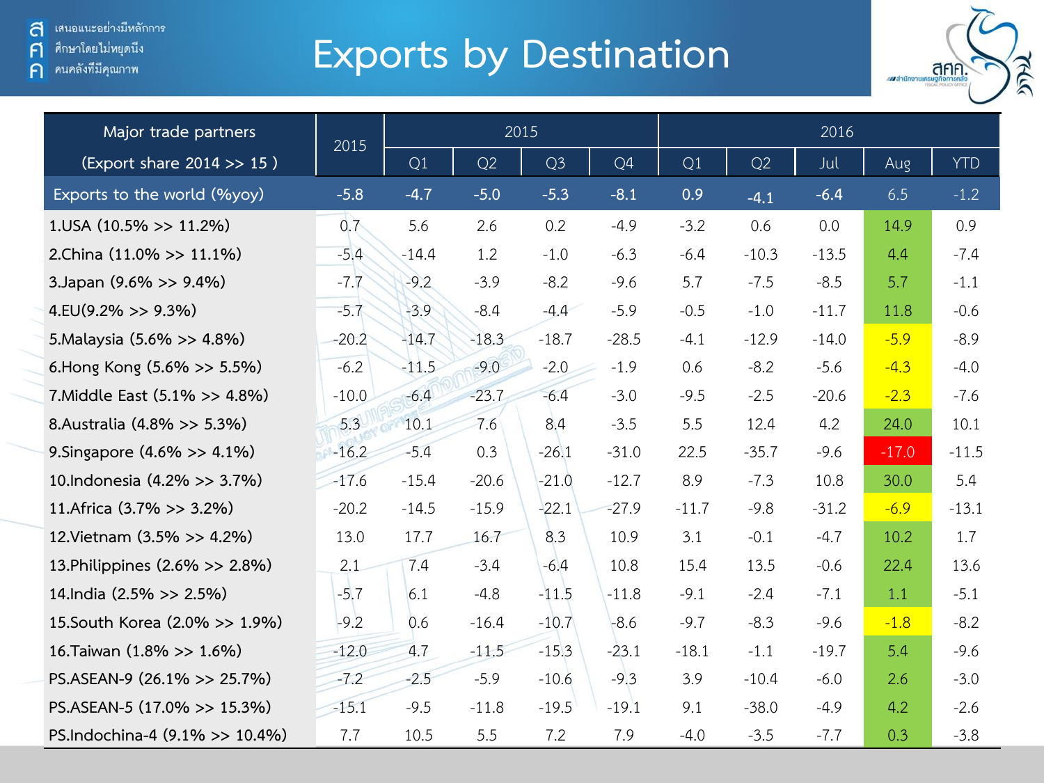# Exports by Destination

| Major trade partners (Export share 2014 >> 15 ) | 2015 | 2015 | | | | 2016 | | | | |
|---|---|---|---|---|---|---|---|---|---|---|
| | | Q1 | Q2 | Q3 | Q4 | Q1 | Q2 | Jul | Aug | YTD |
| Exports to the world (%yoy) | -5.8 | -4.7 | -5.0 | -5.3 | -8.1 | 0.9 | -4.1 | -6.4 | 6.5 | -1.2 |
| 1.USA (10.5% >> 11.2%) | 0.7 | 5.6 | 2.6 | 0.2 | -4.9 | -3.2 | 0.6 | 0.0 | 14.9 | 0.9 |
| 2.China (11.0% >> 11.1%) | -5.4 | -14.4 | 1.2 | -1.0 | -6.3 | -6.4 | -10.3 | -13.5 | 4.4 | -7.4 |
| 3.Japan (9.6% >> 9.4%) | -7.7 | -9.2 | -3.9 | -8.2 | -9.6 | 5.7 | -7.5 | -8.5 | 5.7 | -1.1 |
| 4.EU(9.2% >> 9.3%) | -5.7 | -3.9 | -8.4 | -4.4 | -5.9 | -0.5 | -1.0 | -11.7 | 11.8 | -0.6 |
| 5.Malaysia (5.6% >> 4.8%) | -20.2 | -14.7 | -18.3 | -18.7 | -28.5 | -4.1 | -12.9 | -14.0 | -5.9 | -8.9 |
| 6.Hong Kong (5.6% >> 5.5%) | -6.2 | -11.5 | -9.0 | -2.0 | -1.9 | 0.6 | -8.2 | -5.6 | -4.3 | -4.0 |
| 7.Middle East (5.1% >> 4.8%) | -10.0 | -6.4 | -23.7 | -6.4 | -3.0 | -9.5 | -2.5 | -20.6 | -2.3 | -7.6 |
| 8.Australia (4.8% >> 5.3%) | 5.3 | 10.1 | 7.6 | 8.4 | -3.5 | 5.5 | 12.4 | 4.2 | 24.0 | 10.1 |
| 9.Singapore (4.6% >> 4.1%) | -16.2 | -5.4 | 0.3 | -26.1 | -31.0 | 22.5 | -35.7 | -9.6 | -17.0 | -11.5 |
| 10.Indonesia (4.2% >> 3.7%) | -17.6 | -15.4 | -20.6 | -21.0 | -12.7 | 8.9 | -7.3 | 10.8 | 30.0 | 5.4 |
| 11.Africa (3.7% >> 3.2%) | -20.2 | -14.5 | -15.9 | -22.1 | -27.9 | -11.7 | -9.8 | -31.2 | -6.9 | -13.1 |
| 12.Vietnam (3.5% >> 4.2%) | 13.0 | 17.7 | 16.7 | 8.3 | 10.9 | 3.1 | -0.1 | -4.7 | 10.2 | 1.7 |
| 13.Philippines (2.6% >> 2.8%) | 2.1 | 7.4 | -3.4 | -6.4 | 10.8 | 15.4 | 13.5 | -0.6 | 22.4 | 13.6 |
| 14.India (2.5% >> 2.5%) | -5.7 | 6.1 | -4.8 | -11.5 | -11.8 | -9.1 | -2.4 | -7.1 | 1.1 | -5.1 |
| 15.South Korea (2.0% >> 1.9%) | -9.2 | 0.6 | -16.4 | -10.7 | -8.6 | -9.7 | -8.3 | -9.6 | -1.8 | -8.2 |
| 16.Taiwan (1.8% >> 1.6%) | -12.0 | 4.7 | -11.5 | -15.3 | -23.1 | -18.1 | -1.1 | -19.7 | 5.4 | -9.6 |
| PS.ASEAN-9 (26.1% >> 25.7%) | -7.2 | -2.5 | -5.9 | -10.6 | -9.3 | 3.9 | -10.4 | -6.0 | 2.6 | -3.0 |
| PS.ASEAN-5 (17.0% >> 15.3%) | -15.1 | -9.5 | -11.8 | -19.5 | -19.1 | 9.1 | -38.0 | -4.9 | 4.2 | -2.6 |
| PS.Indochina-4 (9.1% >> 10.4%) | 7.7 | 10.5 | 5.5 | 7.2 | 7.9 | -4.0 | -3.5 | -7.7 | 0.3 | -3.8 |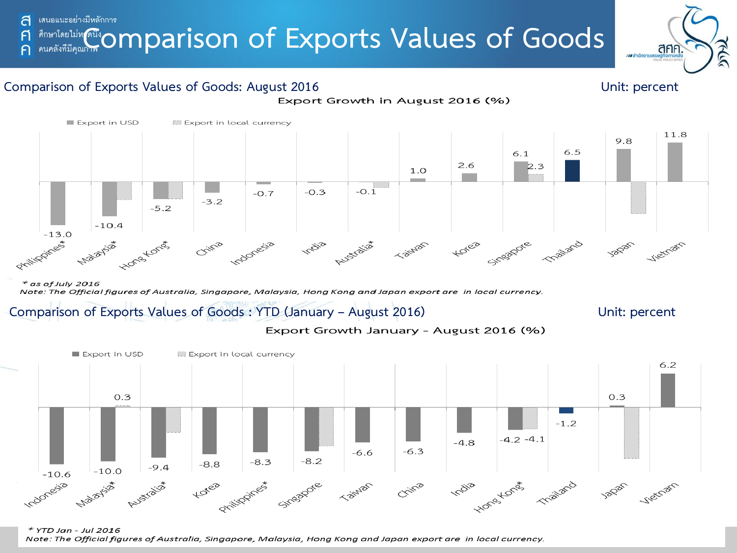# Comparison of Exports Values of Goods

## Comparison of Exports Values of Goods: August 2016

Unit: percent

**Export Growth in August 2016 (%)**

| Country | Export in USD | Export in local currency |
|---|---|---|
| Philippines* | -13.0 | |
| Malaysia* | -10.4 | |
| Hong Kong* | -5.2 | |
| China | -3.2 | |
| Indonesia | -0.7 | |
| India | -0.3 | |
| Australia* | -0.1 | |
| Taiwan | 1.0 | |
| Korea | 2.6 | |
| Singapore | 6.1 | 2.3 |
| Thailand | 6.5 | |
| Japan | 9.8 | |
| Vietnam | 11.8 | |

*\* as of July 2016*

*Note: The Official figures of Australia, Singapore, Malaysia, Hong Kong and Japan export are in local currency.*

## Comparison of Exports Values of Goods : YTD (January – August 2016)

Unit: percent

**Export Growth January - August 2016 (%)**

| Country | Export in USD | Export in local currency |
|---|---|---|
| Indonesia | -10.6 | |
| Malaysia* | -10.0 | 0.3 |
| Australia* | -9.4 | |
| Korea | -8.8 | |
| Philippines* | -8.3 | |
| Singapore | -8.2 | |
| Taiwan | -6.6 | |
| China | -6.3 | |
| India | -4.8 | |
| Hong Kong* | -4.2 | -4.1 |
| Thailand | -1.2 | |
| Japan | 0.3 | |
| Vietnam | 6.2 | |

*\* YTD Jan - Jul 2016*

*Note: The Official figures of Australia, Singapore, Malaysia, Hong Kong and Japan export are in local currency.*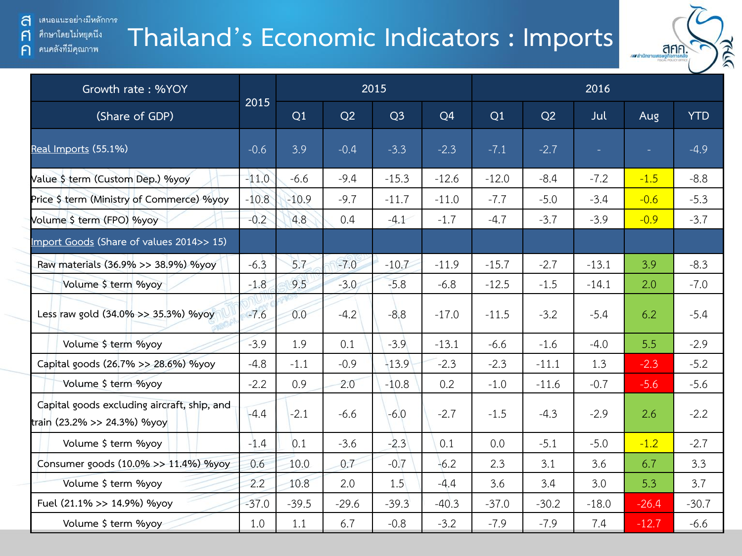# Thailand's Economic Indicators : Imports

| Growth rate : %YOY (Share of GDP) | 2015 | 2015 Q1 | 2015 Q2 | 2015 Q3 | 2015 Q4 | 2016 Q1 | 2016 Q2 | 2016 Jul | 2016 Aug | 2016 YTD |
|---|---|---|---|---|---|---|---|---|---|---|
| Real Imports (55.1%) | -0.6 | 3.9 | -0.4 | -3.3 | -2.3 | -7.1 | -2.7 | - | - | -4.9 |
| Value $ term (Custom Dep.) %yoy | -11.0 | -6.6 | -9.4 | -15.3 | -12.6 | -12.0 | -8.4 | -7.2 | -1.5 | -8.8 |
| Price $ term (Ministry of Commerce) %yoy | -10.8 | -10.9 | -9.7 | -11.7 | -11.0 | -7.7 | -5.0 | -3.4 | -0.6 | -5.3 |
| Volume $ term (FPO) %yoy | -0.2 | 4.8 | 0.4 | -4.1 | -1.7 | -4.7 | -3.7 | -3.9 | -0.9 | -3.7 |
| Import Goods (Share of values 2014>> 15) | | | | | | | | | | |
| Raw materials (36.9% >> 38.9%) %yoy | -6.3 | 5.7 | -7.0 | -10.7 | -11.9 | -15.7 | -2.7 | -13.1 | 3.9 | -8.3 |
| Volume $ term %yoy | -1.8 | 9.5 | -3.0 | -5.8 | -6.8 | -12.5 | -1.5 | -14.1 | 2.0 | -7.0 |
| Less raw gold (34.0% >> 35.3%) %yoy | -7.6 | 0.0 | -4.2 | -8.8 | -17.0 | -11.5 | -3.2 | -5.4 | 6.2 | -5.4 |
| Volume $ term %yoy | -3.9 | 1.9 | 0.1 | -3.9 | -13.1 | -6.6 | -1.6 | -4.0 | 5.5 | -2.9 |
| Capital goods (26.7% >> 28.6%) %yoy | -4.8 | -1.1 | -0.9 | -13.9 | -2.3 | -2.3 | -11.1 | 1.3 | -2.3 | -5.2 |
| Volume $ term %yoy | -2.2 | 0.9 | 2.0 | -10.8 | 0.2 | -1.0 | -11.6 | -0.7 | -5.6 | -5.6 |
| Capital goods excluding aircraft, ship, and train (23.2% >> 24.3%) %yoy | -4.4 | -2.1 | -6.6 | -6.0 | -2.7 | -1.5 | -4.3 | -2.9 | 2.6 | -2.2 |
| Volume $ term %yoy | -1.4 | 0.1 | -3.6 | -2.3 | 0.1 | 0.0 | -5.1 | -5.0 | -1.2 | -2.7 |
| Consumer goods (10.0% >> 11.4%) %yoy | 0.6 | 10.0 | 0.7 | -0.7 | -6.2 | 2.3 | 3.1 | 3.6 | 6.7 | 3.3 |
| Volume $ term %yoy | 2.2 | 10.8 | 2.0 | 1.5 | -4.4 | 3.6 | 3.4 | 3.0 | 5.3 | 3.7 |
| Fuel (21.1% >> 14.9%) %yoy | -37.0 | -39.5 | -29.6 | -39.3 | -40.3 | -37.0 | -30.2 | -18.0 | -26.4 | -30.7 |
| Volume $ term %yoy | 1.0 | 1.1 | 6.7 | -0.8 | -3.2 | -7.9 | -7.9 | 7.4 | -12.7 | -6.6 |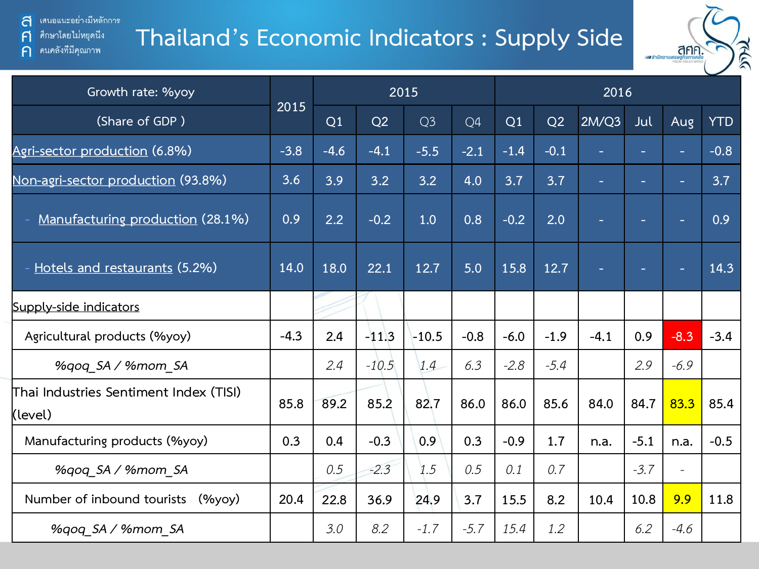# Thailand's Economic Indicators : Supply Side

| Growth rate: %yoy (Share of GDP ) | 2015 | 2015 | | | | 2016 | | | | | |
|---|---|---|---|---|---|---|---|---|---|---|---|
| | | Q1 | Q2 | Q3 | Q4 | Q1 | Q2 | 2M/Q3 | Jul | Aug | YTD |
| Agri-sector production (6.8%) | -3.8 | -4.6 | -4.1 | -5.5 | -2.1 | -1.4 | -0.1 | - | - | - | -0.8 |
| Non-agri-sector production (93.8%) | 3.6 | 3.9 | 3.2 | 3.2 | 4.0 | 3.7 | 3.7 | - | - | - | 3.7 |
| - Manufacturing production (28.1%) | 0.9 | 2.2 | -0.2 | 1.0 | 0.8 | -0.2 | 2.0 | - | - | - | 0.9 |
| - Hotels and restaurants (5.2%) | 14.0 | 18.0 | 22.1 | 12.7 | 5.0 | 15.8 | 12.7 | - | - | - | 14.3 |
| Supply-side indicators | | | | | | | | | | | |
| Agricultural products (%yoy) | -4.3 | 2.4 | -11.3 | -10.5 | -0.8 | -6.0 | -1.9 | -4.1 | 0.9 | -8.3 | -3.4 |
| *%qoq_SA / %mom_SA* | | *2.4* | *-10.5* | *1.4* | *6.3* | *-2.8* | *-5.4* | | *2.9* | *-6.9* | |
| Thai Industries Sentiment Index (TISI) (level) | 85.8 | 89.2 | 85.2 | 82.7 | 86.0 | 86.0 | 85.6 | 84.0 | 84.7 | 83.3 | 85.4 |
| Manufacturing products (%yoy) | 0.3 | 0.4 | -0.3 | 0.9 | 0.3 | -0.9 | 1.7 | n.a. | -5.1 | n.a. | -0.5 |
| *%qoq_SA / %mom_SA* | | *0.5* | *-2.3* | *1.5* | *0.5* | *0.1* | *0.7* | | *-3.7* | - | |
| Number of inbound tourists (%yoy) | 20.4 | 22.8 | 36.9 | 24.9 | 3.7 | 15.5 | 8.2 | 10.4 | 10.8 | 9.9 | 11.8 |
| *%qoq_SA / %mom_SA* | | *3.0* | *8.2* | *-1.7* | *-5.7* | *15.4* | *1.2* | | *6.2* | *-4.6* | |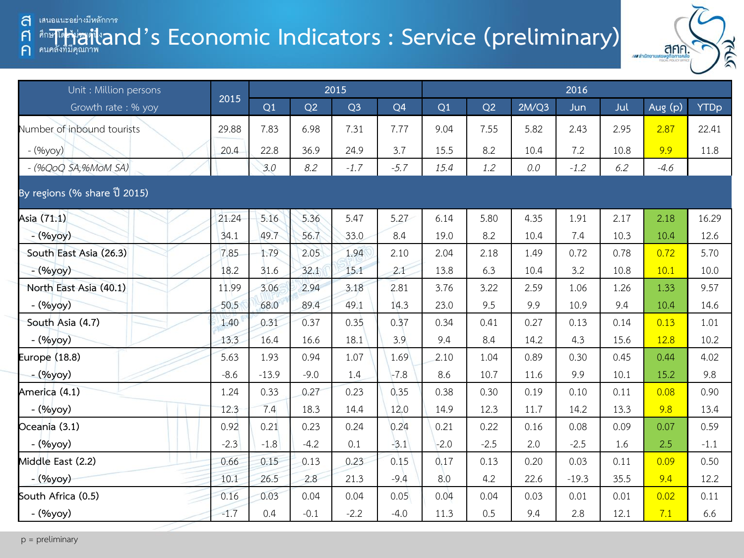# Thailand's Economic Indicators : Service (preliminary)

| Unit : Million persons<br>Growth rate : % yoy | 2015 | 2015 | | | | 2016 | | | | | | |
|---|---|---|---|---|---|---|---|---|---|---|---|---|
| | | Q1 | Q2 | Q3 | Q4 | Q1 | Q2 | 2M/Q3 | Jun | Jul | Aug (p) | YTDp |
| Number of inbound tourists | 29.88 | 7.83 | 6.98 | 7.31 | 7.77 | 9.04 | 7.55 | 5.82 | 2.43 | 2.95 | 2.87 | 22.41 |
| - (%yoy) | 20.4 | 22.8 | 36.9 | 24.9 | 3.7 | 15.5 | 8.2 | 10.4 | 7.2 | 10.8 | 9.9 | 11.8 |
| *- (%QoQ SA,%MoM SA)* | | *3.0* | *8.2* | *-1.7* | *-5.7* | *15.4* | *1.2* | *0.0* | *-1.2* | *6.2* | *-4.6* | |
| By regions (% share ปี 2015) | | | | | | | | | | | | |
| Asia (71.1) | 21.24 | 5.16 | 5.36 | 5.47 | 5.27 | 6.14 | 5.80 | 4.35 | 1.91 | 2.17 | 2.18 | 16.29 |
| - (%yoy) | 34.1 | 49.7 | 56.7 | 33.0 | 8.4 | 19.0 | 8.2 | 10.4 | 7.4 | 10.3 | 10.4 | 12.6 |
| South East Asia (26.3) | 7.85 | 1.79 | 2.05 | 1.94 | 2.10 | 2.04 | 2.18 | 1.49 | 0.72 | 0.78 | 0.72 | 5.70 |
| - (%yoy) | 18.2 | 31.6 | 32.1 | 15.1 | 2.1 | 13.8 | 6.3 | 10.4 | 3.2 | 10.8 | 10.1 | 10.0 |
| North East Asia (40.1) | 11.99 | 3.06 | 2.94 | 3.18 | 2.81 | 3.76 | 3.22 | 2.59 | 1.06 | 1.26 | 1.33 | 9.57 |
| - (%yoy) | 50.5 | 68.0 | 89.4 | 49.1 | 14.3 | 23.0 | 9.5 | 9.9 | 10.9 | 9.4 | 10.4 | 14.6 |
| South Asia (4.7) | 1.40 | 0.31 | 0.37 | 0.35 | 0.37 | 0.34 | 0.41 | 0.27 | 0.13 | 0.14 | 0.13 | 1.01 |
| - (%yoy) | 13.3 | 16.4 | 16.6 | 18.1 | 3.9 | 9.4 | 8.4 | 14.2 | 4.3 | 15.6 | 12.8 | 10.2 |
| Europe (18.8) | 5.63 | 1.93 | 0.94 | 1.07 | 1.69 | 2.10 | 1.04 | 0.89 | 0.30 | 0.45 | 0.44 | 4.02 |
| - (%yoy) | -8.6 | -13.9 | -9.0 | 1.4 | -7.8 | 8.6 | 10.7 | 11.6 | 9.9 | 10.1 | 15.2 | 9.8 |
| America (4.1) | 1.24 | 0.33 | 0.27 | 0.23 | 0.35 | 0.38 | 0.30 | 0.19 | 0.10 | 0.11 | 0.08 | 0.90 |
| - (%yoy) | 12.3 | 7.4 | 18.3 | 14.4 | 12.0 | 14.9 | 12.3 | 11.7 | 14.2 | 13.3 | 9.8 | 13.4 |
| Oceania (3.1) | 0.92 | 0.21 | 0.23 | 0.24 | 0.24 | 0.21 | 0.22 | 0.16 | 0.08 | 0.09 | 0.07 | 0.59 |
| - (%yoy) | -2.3 | -1.8 | -4.2 | 0.1 | -3.1 | -2.0 | -2.5 | 2.0 | -2.5 | 1.6 | 2.5 | -1.1 |
| Middle East (2.2) | 0.66 | 0.15 | 0.13 | 0.23 | 0.15 | 0.17 | 0.13 | 0.20 | 0.03 | 0.11 | 0.09 | 0.50 |
| - (%yoy) | 10.1 | 26.5 | 2.8 | 21.3 | -9.4 | 8.0 | 4.2 | 22.6 | -19.3 | 35.5 | 9.4 | 12.2 |
| South Africa (0.5) | 0.16 | 0.03 | 0.04 | 0.04 | 0.05 | 0.04 | 0.04 | 0.03 | 0.01 | 0.01 | 0.02 | 0.11 |
| - (%yoy) | -1.7 | 0.4 | -0.1 | -2.2 | -4.0 | 11.3 | 0.5 | 9.4 | 2.8 | 12.1 | 7.1 | 6.6 |

p = preliminary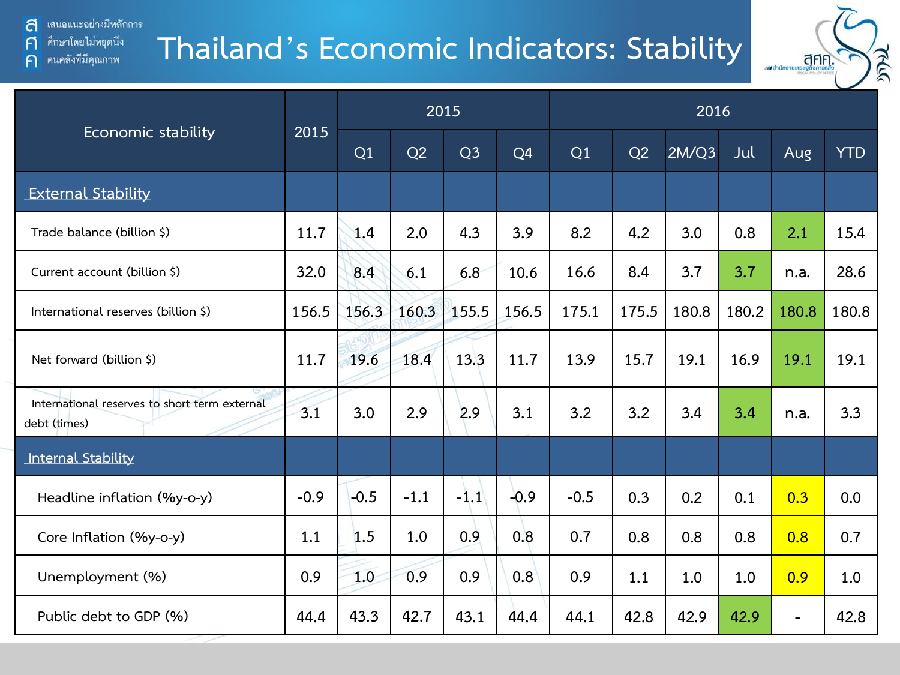# Thailand's Economic Indicators: Stability

| Economic stability | 2015 | 2015 | | | | 2016 | | | | | |
|---|---|---|---|---|---|---|---|---|---|---|---|
| | | Q1 | Q2 | Q3 | Q4 | Q1 | Q2 | 2M/Q3 | Jul | Aug | YTD |
| External Stability | | | | | | | | | | | |
| Trade balance (billion $) | 11.7 | 1.4 | 2.0 | 4.3 | 3.9 | 8.2 | 4.2 | 3.0 | 0.8 | 2.1 | 15.4 |
| Current account (billion $) | 32.0 | 8.4 | 6.1 | 6.8 | 10.6 | 16.6 | 8.4 | 3.7 | 3.7 | n.a. | 28.6 |
| International reserves (billion $) | 156.5 | 156.3 | 160.3 | 155.5 | 156.5 | 175.1 | 175.5 | 180.8 | 180.2 | 180.8 | 180.8 |
| Net forward (billion $) | 11.7 | 19.6 | 18.4 | 13.3 | 11.7 | 13.9 | 15.7 | 19.1 | 16.9 | 19.1 | 19.1 |
| International reserves to short term external debt (times) | 3.1 | 3.0 | 2.9 | 2.9 | 3.1 | 3.2 | 3.2 | 3.4 | 3.4 | n.a. | 3.3 |
| Internal Stability | | | | | | | | | | | |
| Headline inflation (%y-o-y) | -0.9 | -0.5 | -1.1 | -1.1 | -0.9 | -0.5 | 0.3 | 0.2 | 0.1 | 0.3 | 0.0 |
| Core Inflation (%y-o-y) | 1.1 | 1.5 | 1.0 | 0.9 | 0.8 | 0.7 | 0.8 | 0.8 | 0.8 | 0.8 | 0.7 |
| Unemployment (%) | 0.9 | 1.0 | 0.9 | 0.9 | 0.8 | 0.9 | 1.1 | 1.0 | 1.0 | 0.9 | 1.0 |
| Public debt to GDP (%) | 44.4 | 43.3 | 42.7 | 43.1 | 44.4 | 44.1 | 42.8 | 42.9 | 42.9 | - | 42.8 |